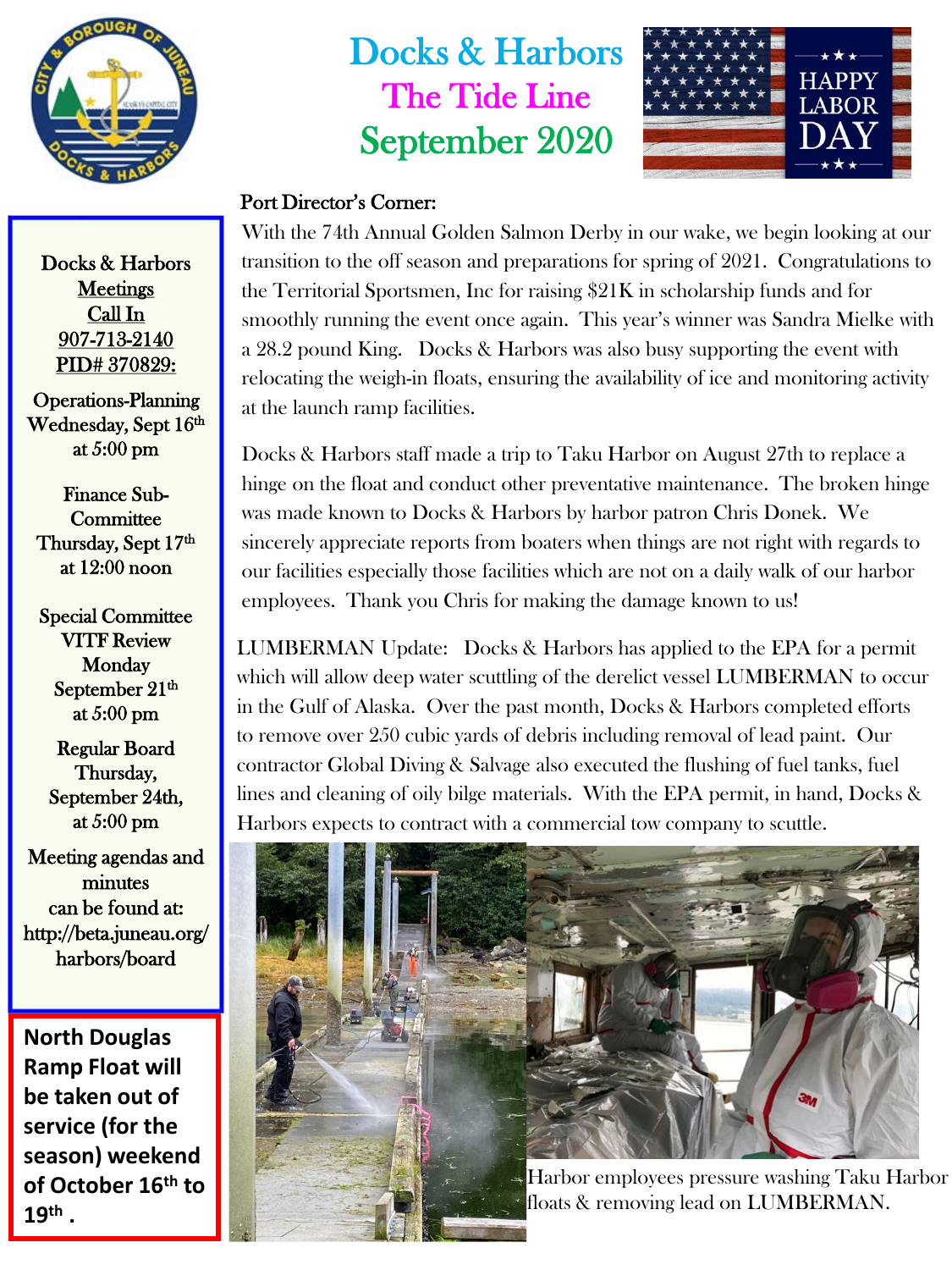# Docks & Harbors
## The Tide Line
## September 2020

HAPPY LABOR DAY

### Port Director's Corner:

With the 74th Annual Golden Salmon Derby in our wake, we begin looking at our transition to the off season and preparations for spring of 2021. Congratulations to the Territorial Sportsmen, Inc for raising $21K in scholarship funds and for smoothly running the event once again. This year's winner was Sandra Mielke with a 28.2 pound King. Docks & Harbors was also busy supporting the event with relocating the weigh-in floats, ensuring the availability of ice and monitoring activity at the launch ramp facilities.

Docks & Harbors staff made a trip to Taku Harbor on August 27th to replace a hinge on the float and conduct other preventative maintenance. The broken hinge was made known to Docks & Harbors by harbor patron Chris Donek. We sincerely appreciate reports from boaters when things are not right with regards to our facilities especially those facilities which are not on a daily walk of our harbor employees. Thank you Chris for making the damage known to us!

LUMBERMAN Update: Docks & Harbors has applied to the EPA for a permit which will allow deep water scuttling of the derelict vessel LUMBERMAN to occur in the Gulf of Alaska. Over the past month, Docks & Harbors completed efforts to remove over 250 cubic yards of debris including removal of lead paint. Our contractor Global Diving & Salvage also executed the flushing of fuel tanks, fuel lines and cleaning of oily bilge materials. With the EPA permit, in hand, Docks & Harbors expects to contract with a commercial tow company to scuttle.

Harbor employees pressure washing Taku Harbor floats & removing lead on LUMBERMAN.

---

Docks & Harbors Meetings
Call In
907-713-2140
PID# 370829:

Operations-Planning
Wednesday, Sept 16th
at 5:00 pm

Finance Sub-Committee
Thursday, Sept 17th
at 12:00 noon

Special Committee
VITF Review
Monday
September 21th
at 5:00 pm

Regular Board
Thursday,
September 24th,
at 5:00 pm

Meeting agendas and minutes
can be found at:
http://beta.juneau.org/harbors/board

---

**North Douglas Ramp Float will be taken out of service (for the season) weekend of October 16th to 19th .**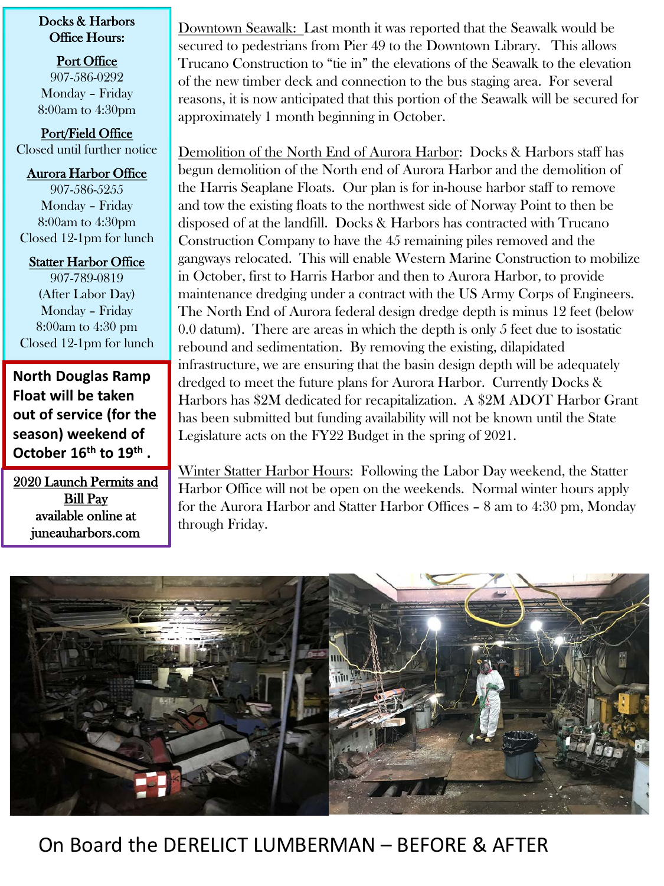**Docks & Harbors Office Hours:**

**Port Office**
907-586-0292
Monday – Friday
8:00am to 4:30pm

**Port/Field Office**
Closed until further notice

**Aurora Harbor Office**
907-586-5255
Monday – Friday
8:00am to 4:30pm
Closed 12-1pm for lunch

**Statter Harbor Office**
907-789-0819
(After Labor Day)
Monday – Friday
8:00am to 4:30 pm
Closed 12-1pm for lunch

**North Douglas Ramp Float will be taken out of service (for the season) weekend of October 16th to 19th .**

2020 Launch Permits and Bill Pay
available online at
juneauharbors.com

Downtown Seawalk: Last month it was reported that the Seawalk would be secured to pedestrians from Pier 49 to the Downtown Library. This allows Trucano Construction to "tie in" the elevations of the Seawalk to the elevation of the new timber deck and connection to the bus staging area. For several reasons, it is now anticipated that this portion of the Seawalk will be secured for approximately 1 month beginning in October.

Demolition of the North End of Aurora Harbor: Docks & Harbors staff has begun demolition of the North end of Aurora Harbor and the demolition of the Harris Seaplane Floats. Our plan is for in-house harbor staff to remove and tow the existing floats to the northwest side of Norway Point to then be disposed of at the landfill. Docks & Harbors has contracted with Trucano Construction Company to have the 45 remaining piles removed and the gangways relocated. This will enable Western Marine Construction to mobilize in October, first to Harris Harbor and then to Aurora Harbor, to provide maintenance dredging under a contract with the US Army Corps of Engineers. The North End of Aurora federal design dredge depth is minus 12 feet (below 0.0 datum). There are areas in which the depth is only 5 feet due to isostatic rebound and sedimentation. By removing the existing, dilapidated infrastructure, we are ensuring that the basin design depth will be adequately dredged to meet the future plans for Aurora Harbor. Currently Docks & Harbors has $2M dedicated for recapitalization. A $2M ADOT Harbor Grant has been submitted but funding availability will not be known until the State Legislature acts on the FY22 Budget in the spring of 2021.

Winter Statter Harbor Hours: Following the Labor Day weekend, the Statter Harbor Office will not be open on the weekends. Normal winter hours apply for the Aurora Harbor and Statter Harbor Offices – 8 am to 4:30 pm, Monday through Friday.

On Board the DERELICT LUMBERMAN – BEFORE & AFTER